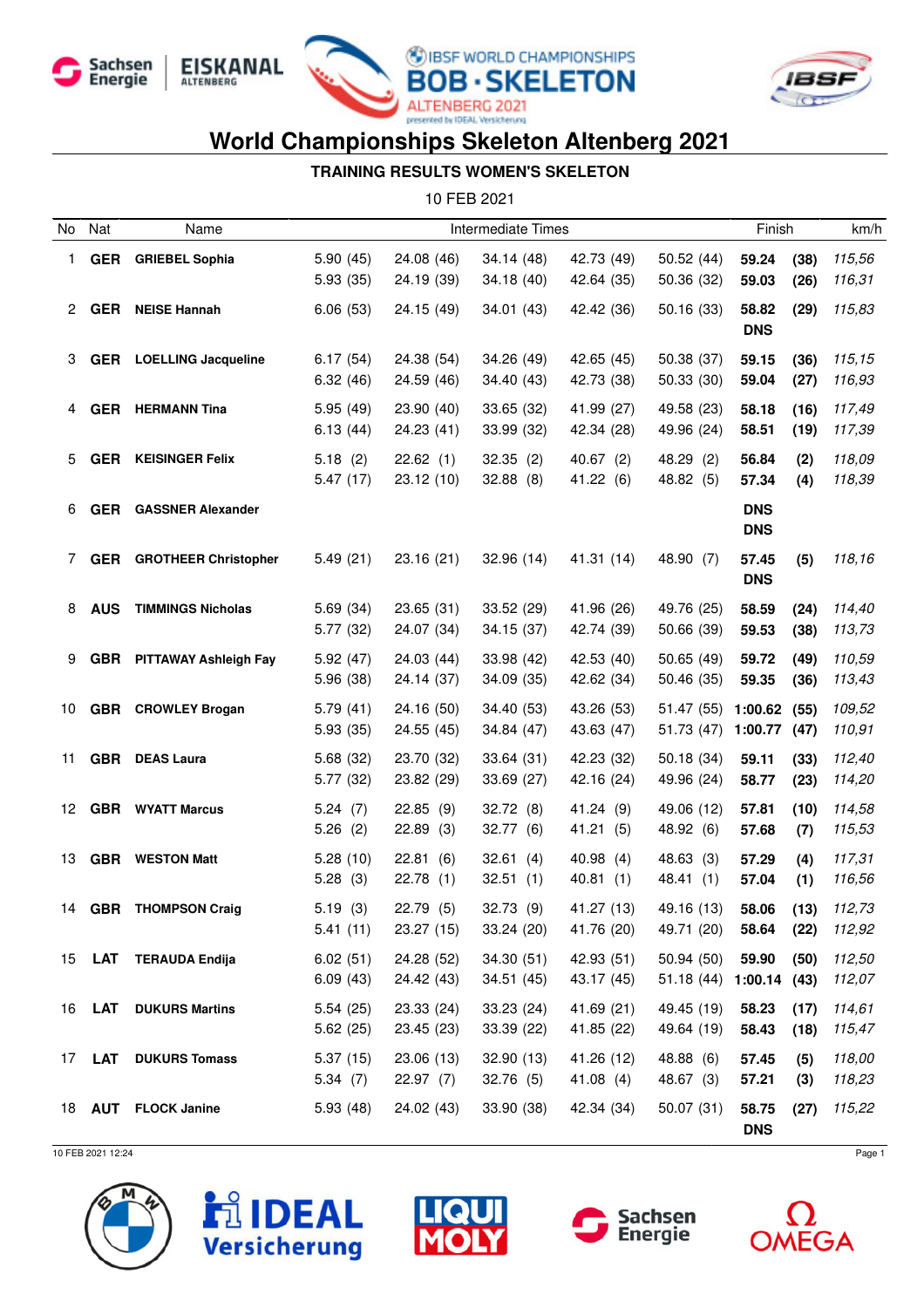# World Championships Skeleton Altenberg 2021

## TRAINING RESULTS WOMEN'S SKELETON

10 FEB 2021

| No | Nat | Name | Intermediate Times | | | | | Finish | | km/h |
|---|---|---|---|---|---|---|---|---|---|---|
| 1 | **GER** | **GRIEBEL Sophia** | 5.90 (45) | 24.08 (46) | 34.14 (48) | 42.73 (49) | 50.52 (44) | **59.24** | **(38)** | *115,56* |
| | | | 5.93 (35) | 24.19 (39) | 34.18 (40) | 42.64 (35) | 50.36 (32) | **59.03** | **(26)** | *116,31* |
| 2 | **GER** | **NEISE Hannah** | 6.06 (53) | 24.15 (49) | 34.01 (43) | 42.42 (36) | 50.16 (33) | **58.82** | **(29)** | *115,83* |
| | | | | | | | | **DNS** | | |
| 3 | **GER** | **LOELLING Jacqueline** | 6.17 (54) | 24.38 (54) | 34.26 (49) | 42.65 (45) | 50.38 (37) | **59.15** | **(36)** | *115,15* |
| | | | 6.32 (46) | 24.59 (46) | 34.40 (43) | 42.73 (38) | 50.33 (30) | **59.04** | **(27)** | *116,93* |
| 4 | **GER** | **HERMANN Tina** | 5.95 (49) | 23.90 (40) | 33.65 (32) | 41.99 (27) | 49.58 (23) | **58.18** | **(16)** | *117,49* |
| | | | 6.13 (44) | 24.23 (41) | 33.99 (32) | 42.34 (28) | 49.96 (24) | **58.51** | **(19)** | *117,39* |
| 5 | **GER** | **KEISINGER Felix** | 5.18 (2) | 22.62 (1) | 32.35 (2) | 40.67 (2) | 48.29 (2) | **56.84** | **(2)** | *118,09* |
| | | | 5.47 (17) | 23.12 (10) | 32.88 (8) | 41.22 (6) | 48.82 (5) | **57.34** | **(4)** | *118,39* |
| 6 | **GER** | **GASSNER Alexander** | | | | | | **DNS** | | |
| | | | | | | | | **DNS** | | |
| 7 | **GER** | **GROTHEER Christopher** | 5.49 (21) | 23.16 (21) | 32.96 (14) | 41.31 (14) | 48.90 (7) | **57.45** | **(5)** | *118,16* |
| | | | | | | | | **DNS** | | |
| 8 | **AUS** | **TIMMINGS Nicholas** | 5.69 (34) | 23.65 (31) | 33.52 (29) | 41.96 (26) | 49.76 (25) | **58.59** | **(24)** | *114,40* |
| | | | 5.77 (32) | 24.07 (34) | 34.15 (37) | 42.74 (39) | 50.66 (39) | **59.53** | **(38)** | *113,73* |
| 9 | **GBR** | **PITTAWAY Ashleigh Fay** | 5.92 (47) | 24.03 (44) | 33.98 (42) | 42.53 (40) | 50.65 (49) | **59.72** | **(49)** | *110,59* |
| | | | 5.96 (38) | 24.14 (37) | 34.09 (35) | 42.62 (34) | 50.46 (35) | **59.35** | **(36)** | *113,43* |
| 10 | **GBR** | **CROWLEY Brogan** | 5.79 (41) | 24.16 (50) | 34.40 (53) | 43.26 (53) | 51.47 (55) | **1:00.62** | **(55)** | *109,52* |
| | | | 5.93 (35) | 24.55 (45) | 34.84 (47) | 43.63 (47) | 51.73 (47) | **1:00.77** | **(47)** | *110,91* |
| 11 | **GBR** | **DEAS Laura** | 5.68 (32) | 23.70 (32) | 33.64 (31) | 42.23 (32) | 50.18 (34) | **59.11** | **(33)** | *112,40* |
| | | | 5.77 (32) | 23.82 (29) | 33.69 (27) | 42.16 (24) | 49.96 (24) | **58.77** | **(23)** | *114,20* |
| 12 | **GBR** | **WYATT Marcus** | 5.24 (7) | 22.85 (9) | 32.72 (8) | 41.24 (9) | 49.06 (12) | **57.81** | **(10)** | *114,58* |
| | | | 5.26 (2) | 22.89 (3) | 32.77 (6) | 41.21 (5) | 48.92 (6) | **57.68** | **(7)** | *115,53* |
| 13 | **GBR** | **WESTON Matt** | 5.28 (10) | 22.81 (6) | 32.61 (4) | 40.98 (4) | 48.63 (3) | **57.29** | **(4)** | *117,31* |
| | | | 5.28 (3) | 22.78 (1) | 32.51 (1) | 40.81 (1) | 48.41 (1) | **57.04** | **(1)** | *116,56* |
| 14 | **GBR** | **THOMPSON Craig** | 5.19 (3) | 22.79 (5) | 32.73 (9) | 41.27 (13) | 49.16 (13) | **58.06** | **(13)** | *112,73* |
| | | | 5.41 (11) | 23.27 (15) | 33.24 (20) | 41.76 (20) | 49.71 (20) | **58.64** | **(22)** | *112,92* |
| 15 | **LAT** | **TERAUDA Endija** | 6.02 (51) | 24.28 (52) | 34.30 (51) | 42.93 (51) | 50.94 (50) | **59.90** | **(50)** | *112,50* |
| | | | 6.09 (43) | 24.42 (43) | 34.51 (45) | 43.17 (45) | 51.18 (44) | **1:00.14** | **(43)** | *112,07* |
| 16 | **LAT** | **DUKURS Martins** | 5.54 (25) | 23.33 (24) | 33.23 (24) | 41.69 (21) | 49.45 (19) | **58.23** | **(17)** | *114,61* |
| | | | 5.62 (25) | 23.45 (23) | 33.39 (22) | 41.85 (22) | 49.64 (19) | **58.43** | **(18)** | *115,47* |
| 17 | **LAT** | **DUKURS Tomass** | 5.37 (15) | 23.06 (13) | 32.90 (13) | 41.26 (12) | 48.88 (6) | **57.45** | **(5)** | *118,00* |
| | | | 5.34 (7) | 22.97 (7) | 32.76 (5) | 41.08 (4) | 48.67 (3) | **57.21** | **(3)** | *118,23* |
| 18 | **AUT** | **FLOCK Janine** | 5.93 (48) | 24.02 (43) | 33.90 (38) | 42.34 (34) | 50.07 (31) | **58.75** | **(27)** | *115,22* |
| | | | | | | | | **DNS** | | |

10 FEB 2021 12:24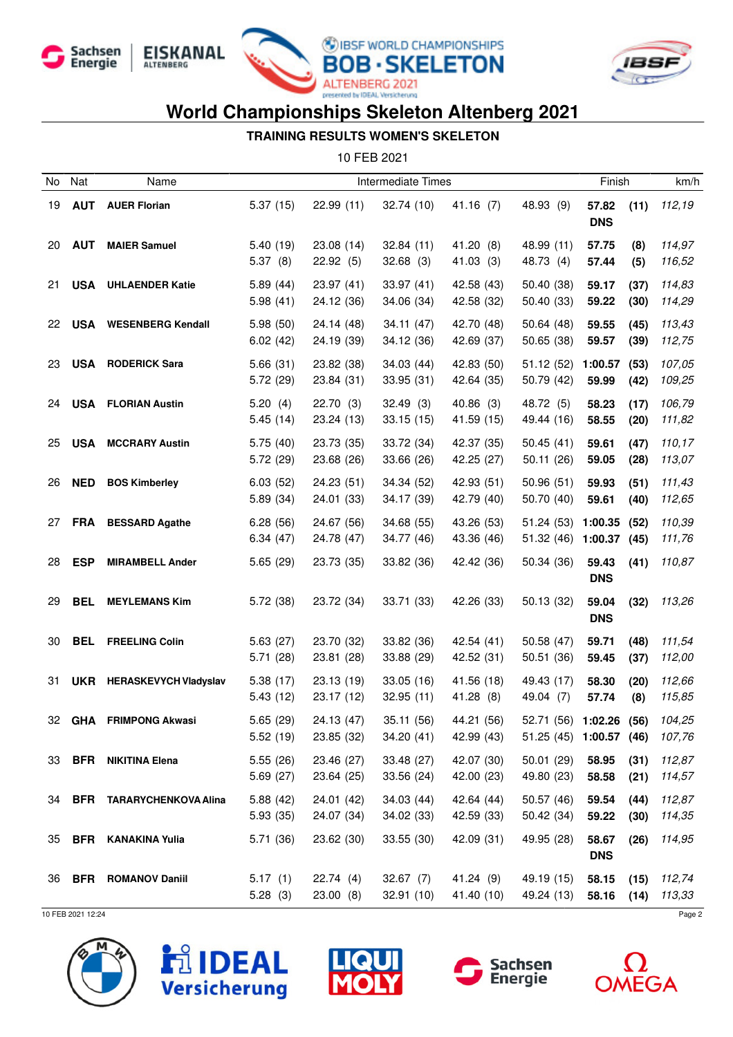# World Championships Skeleton Altenberg 2021

## TRAINING RESULTS WOMEN'S SKELETON

10 FEB 2021

| No | Nat | Name | Intermediate Times | | | | | Finish | | km/h |
|---|---|---|---|---|---|---|---|---|---|---|
| 19 | **AUT** | **AUER Florian** | 5.37 (15) | 22.99 (11) | 32.74 (10) | 41.16 (7) | 48.93 (9) | **57.82** | **(11)** | *112,19* |
| | | | | | | | | **DNS** | | |
| 20 | **AUT** | **MAIER Samuel** | 5.40 (19) | 23.08 (14) | 32.84 (11) | 41.20 (8) | 48.99 (11) | **57.75** | **(8)** | *114,97* |
| | | | 5.37 (8) | 22.92 (5) | 32.68 (3) | 41.03 (3) | 48.73 (4) | **57.44** | **(5)** | *116,52* |
| 21 | **USA** | **UHLAENDER Katie** | 5.89 (44) | 23.97 (41) | 33.97 (41) | 42.58 (43) | 50.40 (38) | **59.17** | **(37)** | *114,83* |
| | | | 5.98 (41) | 24.12 (36) | 34.06 (34) | 42.58 (32) | 50.40 (33) | **59.22** | **(30)** | *114,29* |
| 22 | **USA** | **WESENBERG Kendall** | 5.98 (50) | 24.14 (48) | 34.11 (47) | 42.70 (48) | 50.64 (48) | **59.55** | **(45)** | *113,43* |
| | | | 6.02 (42) | 24.19 (39) | 34.12 (36) | 42.69 (37) | 50.65 (38) | **59.57** | **(39)** | *112,75* |
| 23 | **USA** | **RODERICK Sara** | 5.66 (31) | 23.82 (38) | 34.03 (44) | 42.83 (50) | 51.12 (52) | **1:00.57** | **(53)** | *107,05* |
| | | | 5.72 (29) | 23.84 (31) | 33.95 (31) | 42.64 (35) | 50.79 (42) | **59.99** | **(42)** | *109,25* |
| 24 | **USA** | **FLORIAN Austin** | 5.20 (4) | 22.70 (3) | 32.49 (3) | 40.86 (3) | 48.72 (5) | **58.23** | **(17)** | *106,79* |
| | | | 5.45 (14) | 23.24 (13) | 33.15 (15) | 41.59 (15) | 49.44 (16) | **58.55** | **(20)** | *111,82* |
| 25 | **USA** | **MCCRARY Austin** | 5.75 (40) | 23.73 (35) | 33.72 (34) | 42.37 (35) | 50.45 (41) | **59.61** | **(47)** | *110,17* |
| | | | 5.72 (29) | 23.68 (26) | 33.66 (26) | 42.25 (27) | 50.11 (26) | **59.05** | **(28)** | *113,07* |
| 26 | **NED** | **BOS Kimberley** | 6.03 (52) | 24.23 (51) | 34.34 (52) | 42.93 (51) | 50.96 (51) | **59.93** | **(51)** | *111,43* |
| | | | 5.89 (34) | 24.01 (33) | 34.17 (39) | 42.79 (40) | 50.70 (40) | **59.61** | **(40)** | *112,65* |
| 27 | **FRA** | **BESSARD Agathe** | 6.28 (56) | 24.67 (56) | 34.68 (55) | 43.26 (53) | 51.24 (53) | **1:00.35** | **(52)** | *110,39* |
| | | | 6.34 (47) | 24.78 (47) | 34.77 (46) | 43.36 (46) | 51.32 (46) | **1:00.37** | **(45)** | *111,76* |
| 28 | **ESP** | **MIRAMBELL Ander** | 5.65 (29) | 23.73 (35) | 33.82 (36) | 42.42 (36) | 50.34 (36) | **59.43** | **(41)** | *110,87* |
| | | | | | | | | **DNS** | | |
| 29 | **BEL** | **MEYLEMANS Kim** | 5.72 (38) | 23.72 (34) | 33.71 (33) | 42.26 (33) | 50.13 (32) | **59.04** | **(32)** | *113,26* |
| | | | | | | | | **DNS** | | |
| 30 | **BEL** | **FREELING Colin** | 5.63 (27) | 23.70 (32) | 33.82 (36) | 42.54 (41) | 50.58 (47) | **59.71** | **(48)** | *111,54* |
| | | | 5.71 (28) | 23.81 (28) | 33.88 (29) | 42.52 (31) | 50.51 (36) | **59.45** | **(37)** | *112,00* |
| 31 | **UKR** | **HERASKEVYCH Vladyslav** | 5.38 (17) | 23.13 (19) | 33.05 (16) | 41.56 (18) | 49.43 (17) | **58.30** | **(20)** | *112,66* |
| | | | 5.43 (12) | 23.17 (12) | 32.95 (11) | 41.28 (8) | 49.04 (7) | **57.74** | **(8)** | *115,85* |
| 32 | **GHA** | **FRIMPONG Akwasi** | 5.65 (29) | 24.13 (47) | 35.11 (56) | 44.21 (56) | 52.71 (56) | **1:02.26** | **(56)** | *104,25* |
| | | | 5.52 (19) | 23.85 (32) | 34.20 (41) | 42.99 (43) | 51.25 (45) | **1:00.57** | **(46)** | *107,76* |
| 33 | **BFR** | **NIKITINA Elena** | 5.55 (26) | 23.46 (27) | 33.48 (27) | 42.07 (30) | 50.01 (29) | **58.95** | **(31)** | *112,87* |
| | | | 5.69 (27) | 23.64 (25) | 33.56 (24) | 42.00 (23) | 49.80 (23) | **58.58** | **(21)** | *114,57* |
| 34 | **BFR** | **TARARYCHENKOVA Alina** | 5.88 (42) | 24.01 (42) | 34.03 (44) | 42.64 (44) | 50.57 (46) | **59.54** | **(44)** | *112,87* |
| | | | 5.93 (35) | 24.07 (34) | 34.02 (33) | 42.59 (33) | 50.42 (34) | **59.22** | **(30)** | *114,35* |
| 35 | **BFR** | **KANAKINA Yulia** | 5.71 (36) | 23.62 (30) | 33.55 (30) | 42.09 (31) | 49.95 (28) | **58.67** | **(26)** | *114,95* |
| | | | | | | | | **DNS** | | |
| 36 | **BFR** | **ROMANOV Daniil** | 5.17 (1) | 22.74 (4) | 32.67 (7) | 41.24 (9) | 49.19 (15) | **58.15** | **(15)** | *112,74* |
| | | | 5.28 (3) | 23.00 (8) | 32.91 (10) | 41.40 (10) | 49.24 (13) | **58.16** | **(14)** | *113,33* |

10 FEB 2021 12:24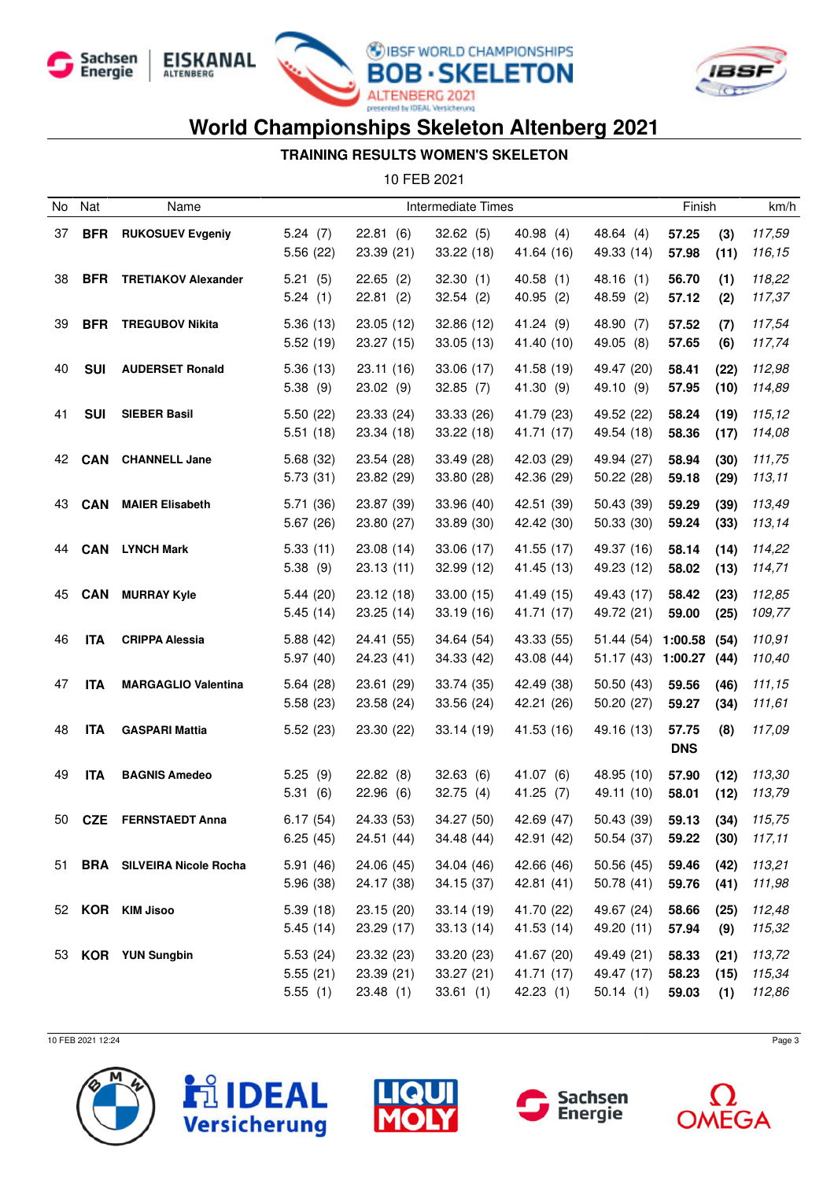# World Championships Skeleton Altenberg 2021

## TRAINING RESULTS WOMEN'S SKELETON

10 FEB 2021

| No | Nat | Name | Intermediate Times | | | | | Finish | | km/h |
|---|---|---|---|---|---|---|---|---|---|---|
| 37 | **BFR** | **RUKOSUEV Evgeniy** | 5.24 (7) | 22.81 (6) | 32.62 (5) | 40.98 (4) | 48.64 (4) | **57.25** | **(3)** | *117,59* |
| | | | 5.56 (22) | 23.39 (21) | 33.22 (18) | 41.64 (16) | 49.33 (14) | **57.98** | **(11)** | *116,15* |
| 38 | **BFR** | **TRETIAKOV Alexander** | 5.21 (5) | 22.65 (2) | 32.30 (1) | 40.58 (1) | 48.16 (1) | **56.70** | **(1)** | *118,22* |
| | | | 5.24 (1) | 22.81 (2) | 32.54 (2) | 40.95 (2) | 48.59 (2) | **57.12** | **(2)** | *117,37* |
| 39 | **BFR** | **TREGUBOV Nikita** | 5.36 (13) | 23.05 (12) | 32.86 (12) | 41.24 (9) | 48.90 (7) | **57.52** | **(7)** | *117,54* |
| | | | 5.52 (19) | 23.27 (15) | 33.05 (13) | 41.40 (10) | 49.05 (8) | **57.65** | **(6)** | *117,74* |
| 40 | **SUI** | **AUDERSET Ronald** | 5.36 (13) | 23.11 (16) | 33.06 (17) | 41.58 (19) | 49.47 (20) | **58.41** | **(22)** | *112,98* |
| | | | 5.38 (9) | 23.02 (9) | 32.85 (7) | 41.30 (9) | 49.10 (9) | **57.95** | **(10)** | *114,89* |
| 41 | **SUI** | **SIEBER Basil** | 5.50 (22) | 23.33 (24) | 33.33 (26) | 41.79 (23) | 49.52 (22) | **58.24** | **(19)** | *115,12* |
| | | | 5.51 (18) | 23.34 (18) | 33.22 (18) | 41.71 (17) | 49.54 (18) | **58.36** | **(17)** | *114,08* |
| 42 | **CAN** | **CHANNELL Jane** | 5.68 (32) | 23.54 (28) | 33.49 (28) | 42.03 (29) | 49.94 (27) | **58.94** | **(30)** | *111,75* |
| | | | 5.73 (31) | 23.82 (29) | 33.80 (28) | 42.36 (29) | 50.22 (28) | **59.18** | **(29)** | *113,11* |
| 43 | **CAN** | **MAIER Elisabeth** | 5.71 (36) | 23.87 (39) | 33.96 (40) | 42.51 (39) | 50.43 (39) | **59.29** | **(39)** | *113,49* |
| | | | 5.67 (26) | 23.80 (27) | 33.89 (30) | 42.42 (30) | 50.33 (30) | **59.24** | **(33)** | *113,14* |
| 44 | **CAN** | **LYNCH Mark** | 5.33 (11) | 23.08 (14) | 33.06 (17) | 41.55 (17) | 49.37 (16) | **58.14** | **(14)** | *114,22* |
| | | | 5.38 (9) | 23.13 (11) | 32.99 (12) | 41.45 (13) | 49.23 (12) | **58.02** | **(13)** | *114,71* |
| 45 | **CAN** | **MURRAY Kyle** | 5.44 (20) | 23.12 (18) | 33.00 (15) | 41.49 (15) | 49.43 (17) | **58.42** | **(23)** | *112,85* |
| | | | 5.45 (14) | 23.25 (14) | 33.19 (16) | 41.71 (17) | 49.72 (21) | **59.00** | **(25)** | *109,77* |
| 46 | **ITA** | **CRIPPA Alessia** | 5.88 (42) | 24.41 (55) | 34.64 (54) | 43.33 (55) | 51.44 (54) | **1:00.58** | **(54)** | *110,91* |
| | | | 5.97 (40) | 24.23 (41) | 34.33 (42) | 43.08 (44) | 51.17 (43) | **1:00.27** | **(44)** | *110,40* |
| 47 | **ITA** | **MARGAGLIO Valentina** | 5.64 (28) | 23.61 (29) | 33.74 (35) | 42.49 (38) | 50.50 (43) | **59.56** | **(46)** | *111,15* |
| | | | 5.58 (23) | 23.58 (24) | 33.56 (24) | 42.21 (26) | 50.20 (27) | **59.27** | **(34)** | *111,61* |
| 48 | **ITA** | **GASPARI Mattia** | 5.52 (23) | 23.30 (22) | 33.14 (19) | 41.53 (16) | 49.16 (13) | **57.75** | **(8)** | *117,09* |
| | | | | | | | | **DNS** | | |
| 49 | **ITA** | **BAGNIS Amedeo** | 5.25 (9) | 22.82 (8) | 32.63 (6) | 41.07 (6) | 48.95 (10) | **57.90** | **(12)** | *113,30* |
| | | | 5.31 (6) | 22.96 (6) | 32.75 (4) | 41.25 (7) | 49.11 (10) | **58.01** | **(12)** | *113,79* |
| 50 | **CZE** | **FERNSTAEDT Anna** | 6.17 (54) | 24.33 (53) | 34.27 (50) | 42.69 (47) | 50.43 (39) | **59.13** | **(34)** | *115,75* |
| | | | 6.25 (45) | 24.51 (44) | 34.48 (44) | 42.91 (42) | 50.54 (37) | **59.22** | **(30)** | *117,11* |
| 51 | **BRA** | **SILVEIRA Nicole Rocha** | 5.91 (46) | 24.06 (45) | 34.04 (46) | 42.66 (46) | 50.56 (45) | **59.46** | **(42)** | *113,21* |
| | | | 5.96 (38) | 24.17 (38) | 34.15 (37) | 42.81 (41) | 50.78 (41) | **59.76** | **(41)** | *111,98* |
| 52 | **KOR** | **KIM Jisoo** | 5.39 (18) | 23.15 (20) | 33.14 (19) | 41.70 (22) | 49.67 (24) | **58.66** | **(25)** | *112,48* |
| | | | 5.45 (14) | 23.29 (17) | 33.13 (14) | 41.53 (14) | 49.20 (11) | **57.94** | **(9)** | *115,32* |
| 53 | **KOR** | **YUN Sungbin** | 5.53 (24) | 23.32 (23) | 33.20 (23) | 41.67 (20) | 49.49 (21) | **58.33** | **(21)** | *113,72* |
| | | | 5.55 (21) | 23.39 (21) | 33.27 (21) | 41.71 (17) | 49.47 (17) | **58.23** | **(15)** | *115,34* |
| | | | 5.55 (1) | 23.48 (1) | 33.61 (1) | 42.23 (1) | 50.14 (1) | **59.03** | **(1)** | *112,86* |

10 FEB 2021 12:24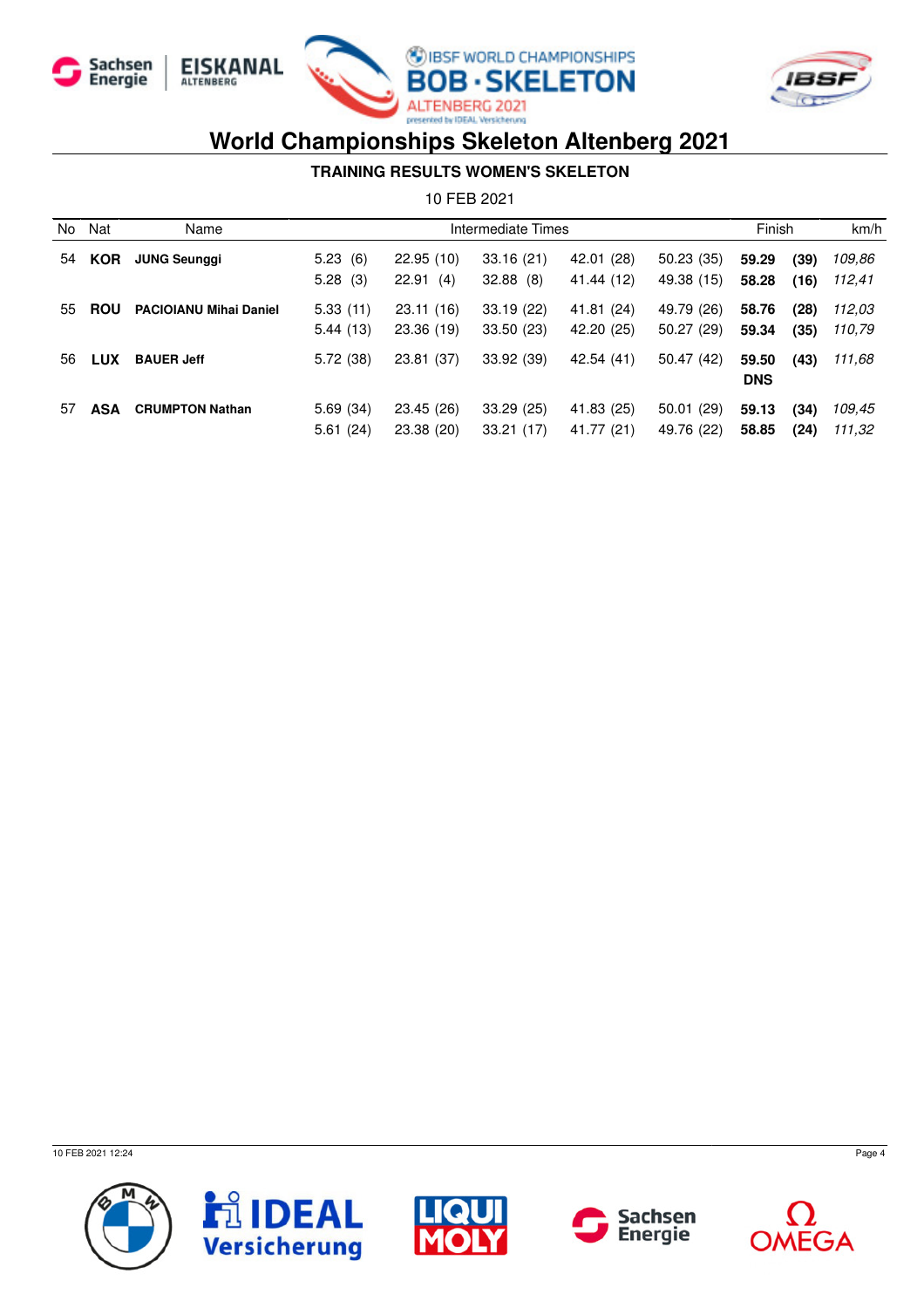# World Championships Skeleton Altenberg 2021

## TRAINING RESULTS WOMEN'S SKELETON

10 FEB 2021

| No | Nat | Name | Intermediate Times | | | | | Finish | | km/h |
|---|---|---|---|---|---|---|---|---|---|---|
| 54 | **KOR** | **JUNG Seunggi** | 5.23 (6) | 22.95 (10) | 33.16 (21) | 42.01 (28) | 50.23 (35) | **59.29** | **(39)** | *109,86* |
| | | | 5.28 (3) | 22.91 (4) | 32.88 (8) | 41.44 (12) | 49.38 (15) | **58.28** | **(16)** | *112,41* |
| 55 | **ROU** | **PACIOIANU Mihai Daniel** | 5.33 (11) | 23.11 (16) | 33.19 (22) | 41.81 (24) | 49.79 (26) | **58.76** | **(28)** | *112,03* |
| | | | 5.44 (13) | 23.36 (19) | 33.50 (23) | 42.20 (25) | 50.27 (29) | **59.34** | **(35)** | *110,79* |
| 56 | **LUX** | **BAUER Jeff** | 5.72 (38) | 23.81 (37) | 33.92 (39) | 42.54 (41) | 50.47 (42) | **59.50** | **(43)** | *111,68* |
| | | | | | | | | **DNS** | | |
| 57 | **ASA** | **CRUMPTON Nathan** | 5.69 (34) | 23.45 (26) | 33.29 (25) | 41.83 (25) | 50.01 (29) | **59.13** | **(34)** | *109,45* |
| | | | 5.61 (24) | 23.38 (20) | 33.21 (17) | 41.77 (21) | 49.76 (22) | **58.85** | **(24)** | *111,32* |

10 FEB 2021 12:24